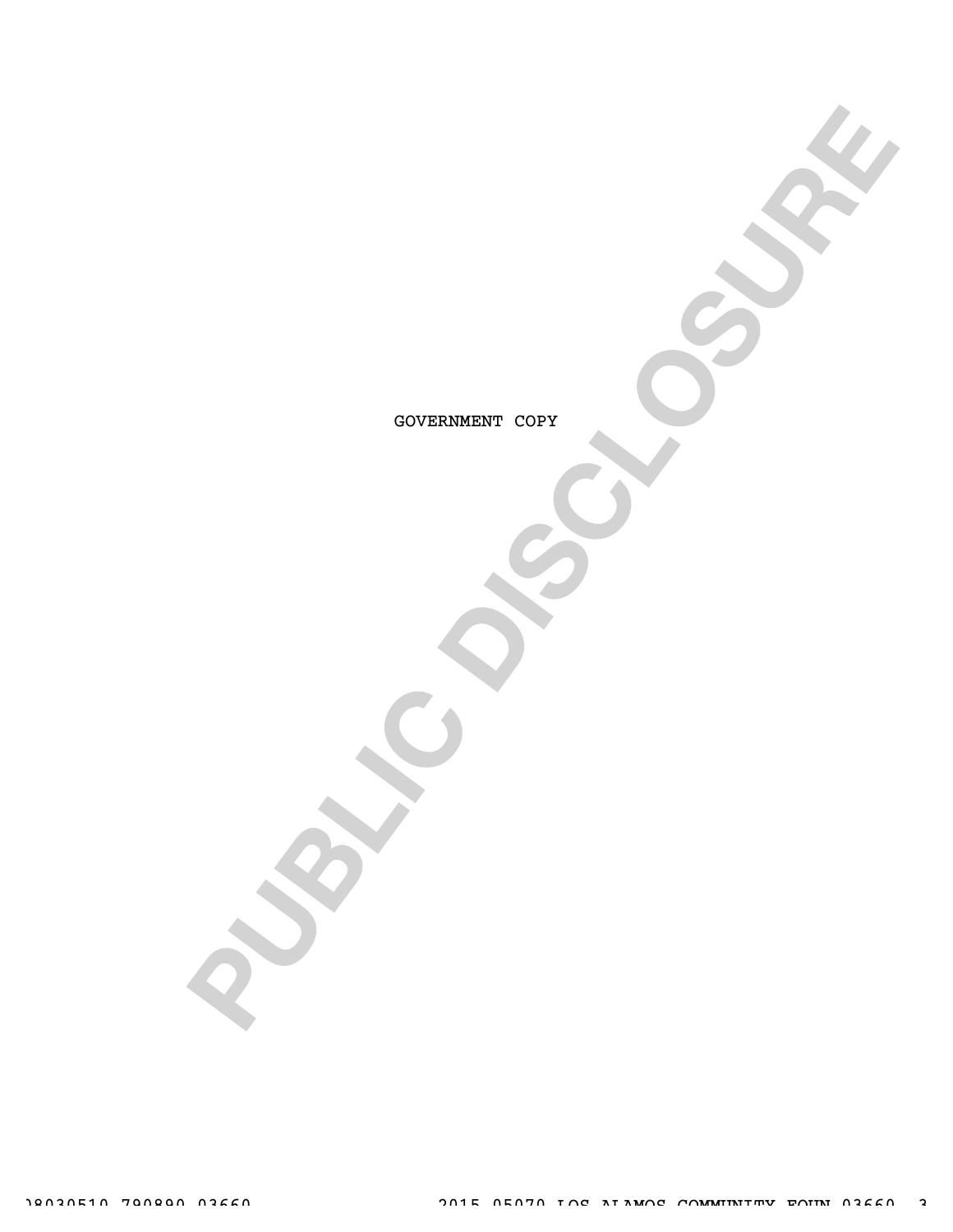GOVERNMENT COPY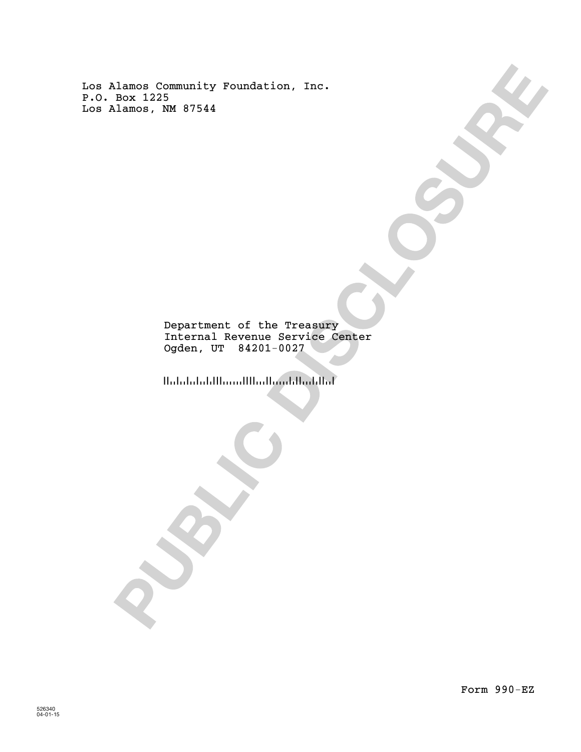Los Alamos Community Foundation, Inc.
P.O. Box 1225
Los Alamos, NM 87544

Department of the Treasury
Internal Revenue Service Center
Ogden, UT 84201-0027

Form 990-EZ

526340
04-01-15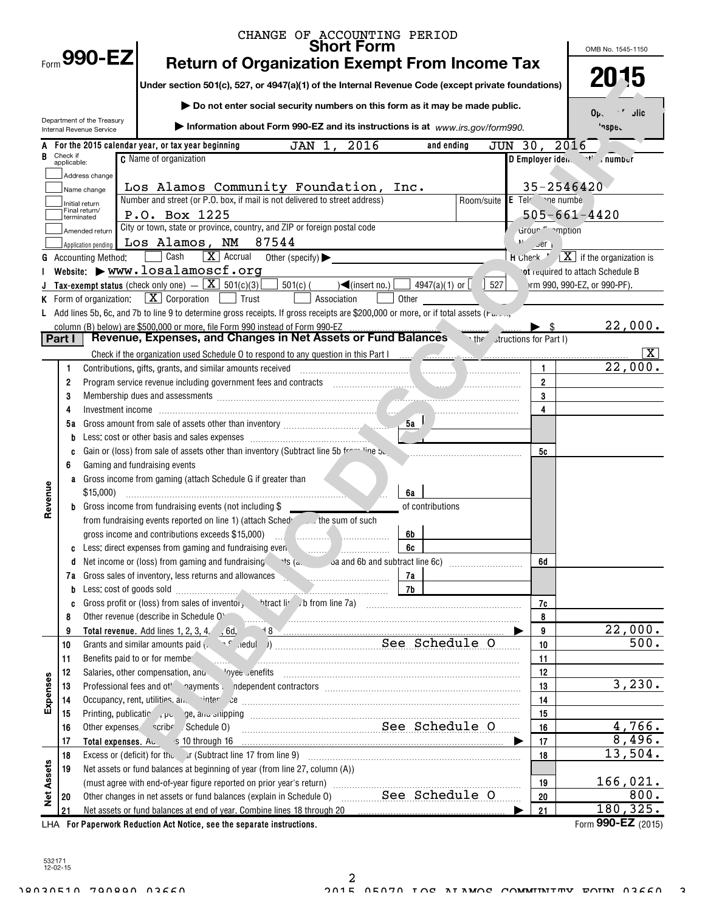CHANGE OF ACCOUNTING PERIOD

# Form 990-EZ

## Short Form
## Return of Organization Exempt From Income Tax

**Under section 501(c), 527, or 4947(a)(1) of the Internal Revenue Code (except private foundations)**

▶ Do not enter social security numbers on this form as it may be made public.

▶ Information about Form 990-EZ and its instructions is at www.irs.gov/form990.

Department of the Treasury
Internal Revenue Service

OMB No. 1545-1150

**2015**

Open to Public Inspection

PUBLIC DISCLOSURE

**A** For the 2015 calendar year, or tax year beginning JAN 1, 2016 and ending JUN 30, 2016

**B** Check if applicable:
- Address change
- Name change
- Initial return
- Final return/terminated
- Amended return
- Application pending

**C** Name of organization: Los Alamos Community Foundation, Inc.

Number and street (or P.O. box, if mail is not delivered to street address): P.O. Box 1225 — Room/suite

City or town, state or province, country, and ZIP or foreign postal code: Los Alamos, NM 87544

**D** Employer identification number: 35-2546420

**E** Telephone number: 505-661-4420

**F** Group Exemption Number ▶

**G** Accounting Method: ☐ Cash ☒ Accrual Other (specify) ▶

**H** Check ▶ ☒ if the organization is not required to attach Schedule B (Form 990, 990-EZ, or 990-PF).

**I** Website: ▶ www.losalamoscf.org

**J** Tax-exempt status (check only one) — ☒ 501(c)(3) ☐ 501(c) ( )◀(insert no.) ☐ 4947(a)(1) or ☐ 527

**K** Form of organization: ☒ Corporation ☐ Trust ☐ Association ☐ Other

**L** Add lines 5b, 6c, and 7b to line 9 to determine gross receipts. If gross receipts are $200,000 or more, or if total assets (Part II, column (B) below) are $500,000 or more, file Form 990 instead of Form 990-EZ ▶ $ 22,000.

## Part I — Revenue, Expenses, and Changes in Net Assets or Fund Balances (see the instructions for Part I)

Check if the organization used Schedule O to respond to any question in this Part I ☒

| Section | Line | Description | Line No. | Amount |
|---|---|---|---|---|
| Revenue | 1 | Contributions, gifts, grants, and similar amounts received | 1 | 22,000. |
| | 2 | Program service revenue including government fees and contracts | 2 | |
| | 3 | Membership dues and assessments | 3 | |
| | 4 | Investment income | 4 | |
| | 5a | Gross amount from sale of assets other than inventory — 5a | | |
| | b | Less: cost or other basis and sales expenses — 5b | | |
| | c | Gain or (loss) from sale of assets other than inventory (Subtract line 5b from line 5a) | 5c | |
| | 6 | Gaming and fundraising events | | |
| | a | Gross income from gaming (attach Schedule G if greater than $15,000) — 6a | | |
| | b | Gross income from fundraising events (not including $ of contributions from fundraising events reported on line 1) (attach Schedule G if the sum of such gross income and contributions exceeds $15,000) — 6b | | |
| | c | Less: direct expenses from gaming and fundraising events — 6c | | |
| | d | Net income or (loss) from gaming and fundraising events (add lines 6a and 6b and subtract line 6c) | 6d | |
| | 7a | Gross sales of inventory, less returns and allowances — 7a | | |
| | b | Less: cost of goods sold — 7b | | |
| | c | Gross profit or (loss) from sales of inventory (Subtract line 7b from line 7a) | 7c | |
| | 8 | Other revenue (describe in Schedule O) | 8 | |
| | 9 | **Total revenue.** Add lines 1, 2, 3, 4, 5c, 6d, 7c, and 8 ▶ | 9 | 22,000. |
| Expenses | 10 | Grants and similar amounts paid (list in Schedule O) — See Schedule O | 10 | 500. |
| | 11 | Benefits paid to or for members | 11 | |
| | 12 | Salaries, other compensation, and employee benefits | 12 | |
| | 13 | Professional fees and other payments to independent contractors | 13 | 3,230. |
| | 14 | Occupancy, rent, utilities, and maintenance | 14 | |
| | 15 | Printing, publications, postage, and shipping | 15 | |
| | 16 | Other expenses (describe in Schedule O) — See Schedule O | 16 | 4,766. |
| | 17 | **Total expenses.** Add lines 10 through 16 ▶ | 17 | 8,496. |
| Net Assets | 18 | Excess or (deficit) for the year (Subtract line 17 from line 9) | 18 | 13,504. |
| | 19 | Net assets or fund balances at beginning of year (from line 27, column (A)) (must agree with end-of-year figure reported on prior year's return) | 19 | 166,021. |
| | 20 | Other changes in net assets or fund balances (explain in Schedule O) — See Schedule O | 20 | 800. |
| | 21 | Net assets or fund balances at end of year. Combine lines 18 through 20 ▶ | 21 | 180,325. |

LHA **For Paperwork Reduction Act Notice, see the separate instructions.** Form **990-EZ** (2015)

532171
12-02-15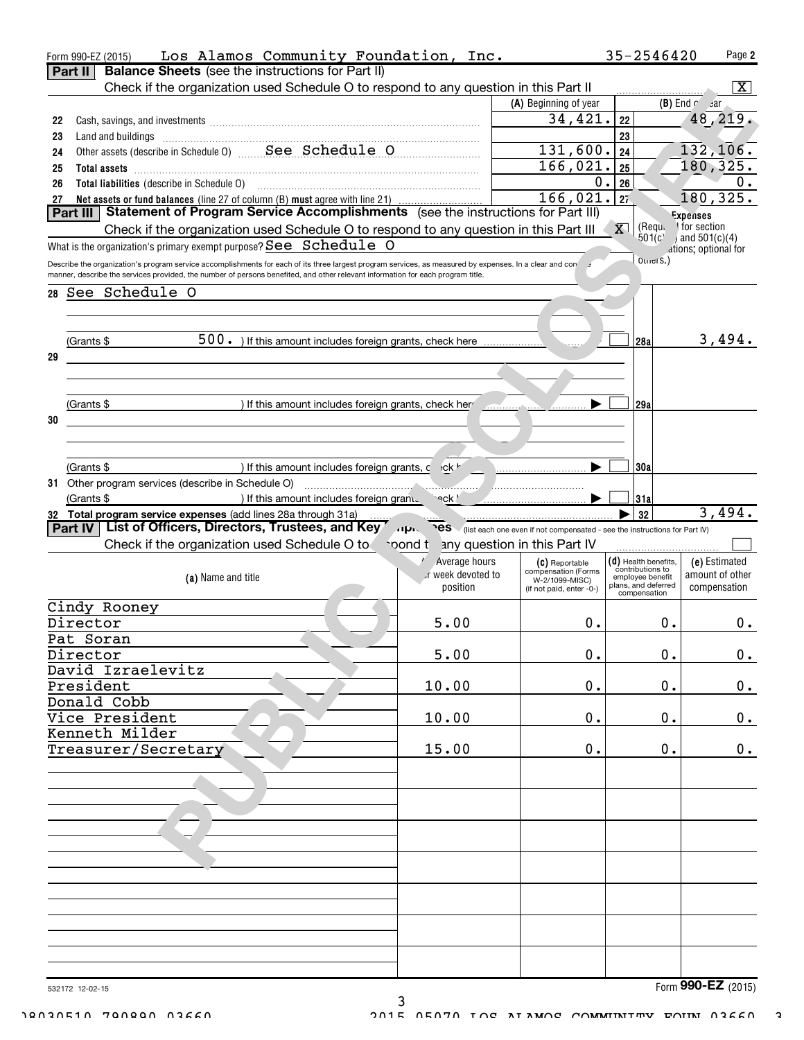Form 990-EZ (2015) Los Alamos Community Foundation, Inc. 35-2546420 Page **2**

**Part II** **Balance Sheets** (see the instructions for Part II)

Check if the organization used Schedule O to respond to any question in this Part II [X]

| | | (A) Beginning of year | | (B) End of year |
|---|---|---|---|---|
| 22 | Cash, savings, and investments | 34,421. | 22 | 48,219. |
| 23 | Land and buildings | | 23 | |
| 24 | Other assets (describe in Schedule O) See Schedule O | 131,600. | 24 | 132,106. |
| 25 | **Total assets** | 166,021. | 25 | 180,325. |
| 26 | **Total liabilities** (describe in Schedule O) | 0. | 26 | 0. |
| 27 | **Net assets or fund balances** (line 27 of column (B) **must** agree with line 21) | 166,021. | 27 | 180,325. |

**Part III** **Statement of Program Service Accomplishments** (see the instructions for Part III)

Check if the organization used Schedule O to respond to any question in this Part III [X]

What is the organization's primary exempt purpose? See Schedule O

Describe the organization's program service accomplishments for each of its three largest program services, as measured by expenses. In a clear and concise manner, describe the services provided, the number of persons benefited, and other relevant information for each program title.

**Expenses** (Required for section 501(c)(3) and 501(c)(4) organizations; optional for others.)

| | | | |
|---|---|---|---|
| 28 | See Schedule O | | |
| | (Grants $ 500. ) If this amount includes foreign grants, check here [ ] | 28a | 3,494. |
| 29 | | | |
| | (Grants $ ) If this amount includes foreign grants, check here [ ] | 29a | |
| 30 | | | |
| | (Grants $ ) If this amount includes foreign grants, check here [ ] | 30a | |
| 31 | Other program services (describe in Schedule O) | | |
| | (Grants $ ) If this amount includes foreign grants, check here [ ] | 31a | |
| 32 | **Total program service expenses** (add lines 28a through 31a) | 32 | 3,494. |

**Part IV** **List of Officers, Directors, Trustees, and Key Employees** (list each one even if not compensated - see the instructions for Part IV)

Check if the organization used Schedule O to respond to any question in this Part IV [ ]

| (a) Name and title | (b) Average hours per week devoted to position | (c) Reportable compensation (Forms W-2/1099-MISC) (if not paid, enter -0-) | (d) Health benefits, contributions to employee benefit plans, and deferred compensation | (e) Estimated amount of other compensation |
|---|---|---|---|---|
| Cindy Rooney<br>Director | 5.00 | 0. | 0. | 0. |
| Pat Soran<br>Director | 5.00 | 0. | 0. | 0. |
| David Izraelevitz<br>President | 10.00 | 0. | 0. | 0. |
| Donald Cobb<br>Vice President | 10.00 | 0. | 0. | 0. |
| Kenneth Milder<br>Treasurer/Secretary | 15.00 | 0. | 0. | 0. |

532172 12-02-15

Form **990-EZ** (2015)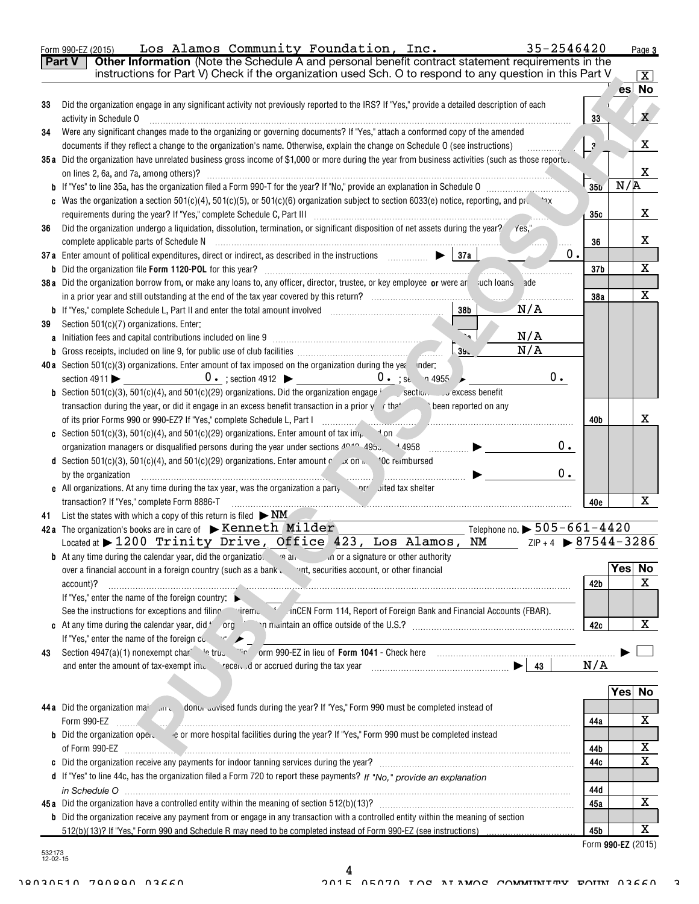Form 990-EZ (2015) Los Alamos Community Foundation, Inc. 35-2546420

**Part V** **Other Information** (Note the Schedule A and personal benefit contract statement requirements in the instructions for Part V) Check if the organization used Sch. O to respond to any question in this Part V [X]

| | | | Yes | No |
|---|---|---|---|---|
| 33 | Did the organization engage in any significant activity not previously reported to the IRS? If "Yes," provide a detailed description of each activity in Schedule O | 33 | | X |
| 34 | Were any significant changes made to the organizing or governing documents? If "Yes," attach a conformed copy of the amended documents if they reflect a change to the organization's name. Otherwise, explain the change on Schedule O (see instructions) | 34 | | X |
| 35a | Did the organization have unrelated business gross income of $1,000 or more during the year from business activities (such as those reported on lines 2, 6a, and 7a, among others)? | 35a | | X |
| b | If "Yes" to line 35a, has the organization filed a Form 990-T for the year? If "No," provide an explanation in Schedule O | 35b | N/A | |
| c | Was the organization a section 501(c)(4), 501(c)(5), or 501(c)(6) organization subject to section 6033(e) notice, reporting, and proxy tax requirements during the year? If "Yes," complete Schedule C, Part III | 35c | | X |
| 36 | Did the organization undergo a liquidation, dissolution, termination, or significant disposition of net assets during the year? If "Yes," complete applicable parts of Schedule N | 36 | | X |
| 37a | Enter amount of political expenditures, direct or indirect, as described in the instructions ▶ 37a 0. | | | |
| b | Did the organization file Form 1120-POL for this year? | 37b | | X |
| 38a | Did the organization borrow from, or make any loans to, any officer, director, trustee, or key employee or were any such loans made in a prior year and still outstanding at the end of the tax year covered by this return? | 38a | | X |
| b | If "Yes," complete Schedule L, Part II and enter the total amount involved 38b N/A | | | |
| 39 | Section 501(c)(7) organizations. Enter: | | | |
| a | Initiation fees and capital contributions included on line 9 39a N/A | | | |
| b | Gross receipts, included on line 9, for public use of club facilities 39b N/A | | | |
| 40a | Section 501(c)(3) organizations. Enter amount of tax imposed on the organization during the year under: section 4911 ▶ 0. ; section 4912 ▶ 0. ; section 4955 ▶ 0. | | | |
| b | Section 501(c)(3), 501(c)(4), and 501(c)(29) organizations. Did the organization engage in any section 4958 excess benefit transaction during the year, or did it engage in an excess benefit transaction in a prior year that has not been reported on any of its prior Forms 990 or 990-EZ? If "Yes," complete Schedule L, Part I | 40b | | X |
| c | Section 501(c)(3), 501(c)(4), and 501(c)(29) organizations. Enter amount of tax imposed on organization managers or disqualified persons during the year under sections 4912, 4955, and 4958 ▶ 0. | | | |
| d | Section 501(c)(3), 501(c)(4), and 501(c)(29) organizations. Enter amount of tax on line 40c reimbursed by the organization ▶ 0. | | | |
| e | All organizations. At any time during the tax year, was the organization a party to a prohibited tax shelter transaction? If "Yes," complete Form 8886-T | 40e | | X |

41 List the states with which a copy of this return is filed ▶ NM

42a The organization's books are in care of ▶ Kenneth Milder Telephone no. ▶ 505-661-4420
Located at ▶ 1200 Trinity Drive, Office 423, Los Alamos, NM ZIP + 4 ▶ 87544-3286

| | | | Yes | No |
|---|---|---|---|---|
| b | At any time during the calendar year, did the organization have an interest in or a signature or other authority over a financial account in a foreign country (such as a bank account, securities account, or other financial account)? | 42b | | X |
| | If "Yes," enter the name of the foreign country: ▶ See the instructions for exceptions and filing requirements for FinCEN Form 114, Report of Foreign Bank and Financial Accounts (FBAR). | | | |
| c | At any time during the calendar year, did the organization maintain an office outside of the U.S.? | 42c | | X |
| | If "Yes," enter the name of the foreign country: ▶ | | | |

43 Section 4947(a)(1) nonexempt charitable trusts filing Form 990-EZ in lieu of Form 1041 - Check here ▶ [ ]
and enter the amount of tax-exempt interest received or accrued during the tax year ▶ 43 N/A

| | | | Yes | No |
|---|---|---|---|---|
| 44a | Did the organization maintain any donor advised funds during the year? If "Yes," Form 990 must be completed instead of Form 990-EZ | 44a | | X |
| b | Did the organization operate one or more hospital facilities during the year? If "Yes," Form 990 must be completed instead of Form 990-EZ | 44b | | X |
| c | Did the organization receive any payments for indoor tanning services during the year? | 44c | | X |
| d | If "Yes" to line 44c, has the organization filed a Form 720 to report these payments? *If "No," provide an explanation in Schedule O* | 44d | | |
| 45a | Did the organization have a controlled entity within the meaning of section 512(b)(13)? | 45a | | X |
| b | Did the organization receive any payment from or engage in any transaction with a controlled entity within the meaning of section 512(b)(13)? If "Yes," Form 990 and Schedule R may need to be completed instead of Form 990-EZ (see instructions) | 45b | | X |

Form 990-EZ (2015)

532173 12-02-15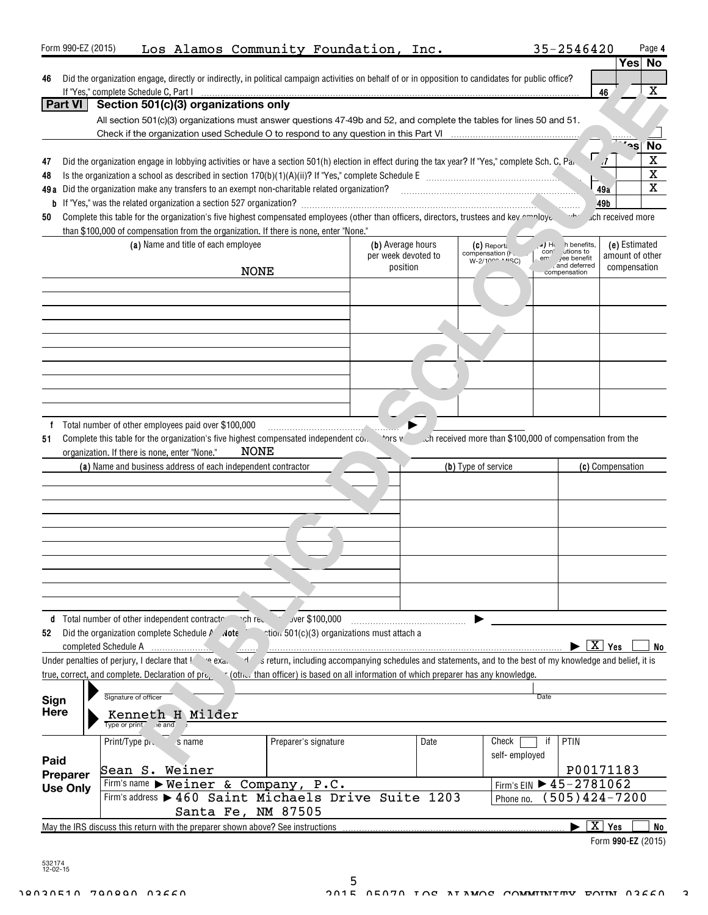Form 990-EZ (2015) Los Alamos Community Foundation, Inc. 35-2546420 Page 4

| | | | Yes | No |
|---|---|---|---|---|
| 46 | Did the organization engage, directly or indirectly, in political campaign activities on behalf of or in opposition to candidates for public office? If "Yes," complete Schedule C, Part I | 46 | | X |

## Part VI Section 501(c)(3) organizations only

All section 501(c)(3) organizations must answer questions 47-49b and 52, and complete the tables for lines 50 and 51.

Check if the organization used Schedule O to respond to any question in this Part VI

| | | | Yes | No |
|---|---|---|---|---|
| 47 | Did the organization engage in lobbying activities or have a section 501(h) election in effect during the tax year? If "Yes," complete Sch. C, Part II | 47 | | X |
| 48 | Is the organization a school as described in section 170(b)(1)(A)(ii)? If "Yes," complete Schedule E | 48 | | X |
| 49a | Did the organization make any transfers to an exempt non-charitable related organization? | 49a | | X |
| b | If "Yes," was the related organization a section 527 organization? | 49b | | |

50 Complete this table for the organization's five highest compensated employees (other than officers, directors, trustees and key employees) who each received more than $100,000 of compensation from the organization. If there is none, enter "None."

| (a) Name and title of each employee | (b) Average hours per week devoted to position | (c) Reportable compensation (Forms W-2/1099-MISC) | (d) Health benefits, contributions to employee benefit plans, and deferred compensation | (e) Estimated amount of other compensation |
|---|---|---|---|---|
| NONE | | | | |
| | | | | |
| | | | | |
| | | | | |
| | | | | |

f Total number of other employees paid over $100,000

51 Complete this table for the organization's five highest compensated independent contractors who each received more than $100,000 of compensation from the organization. If there is none, enter "None." NONE

| (a) Name and business address of each independent contractor | (b) Type of service | (c) Compensation |
|---|---|---|
| | | |
| | | |
| | | |
| | | |
| | | |

d Total number of other independent contractors each receiving over $100,000

52 Did the organization complete Schedule A? Note: All section 501(c)(3) organizations must attach a completed Schedule A ▶ [X] Yes [ ] No

Under penalties of perjury, I declare that I have examined this return, including accompanying schedules and statements, and to the best of my knowledge and belief, it is true, correct, and complete. Declaration of preparer (other than officer) is based on all information of which preparer has any knowledge.

**Sign Here**

Signature of officer | Date

Kenneth H Milder

Type or print name and title

**Paid Preparer Use Only**

| Print/Type preparer's name | Preparer's signature | Date | Check [ ] if self-employed | PTIN |
|---|---|---|---|---|
| Sean S. Weiner | | | | P00171183 |
| Firm's name ▶ Weiner & Company, P.C. | | | Firm's EIN ▶ 45-2781062 | |
| Firm's address ▶ 460 Saint Michaels Drive Suite 1203 Santa Fe, NM 87505 | | | Phone no. (505)424-7200 | |

May the IRS discuss this return with the preparer shown above? See instructions ▶ [X] Yes [ ] No

Form 990-EZ (2015)

532174 12-02-15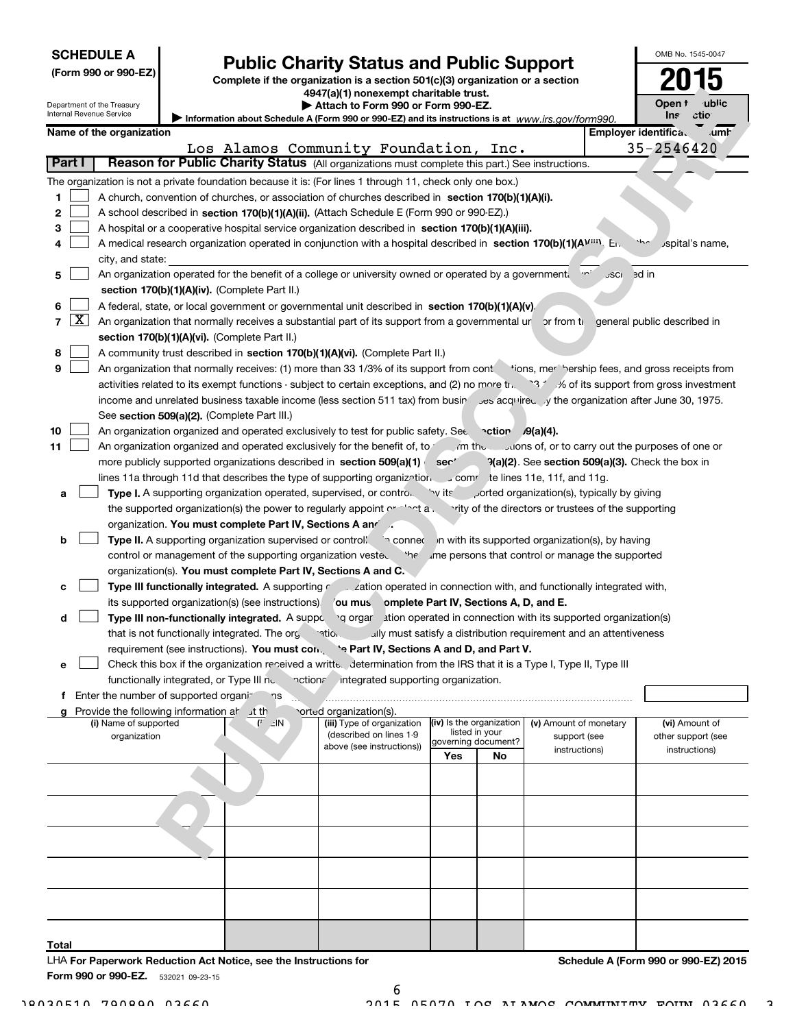**SCHEDULE A**
**(Form 990 or 990-EZ)**

Department of the Treasury
Internal Revenue Service

# Public Charity Status and Public Support

**Complete if the organization is a section 501(c)(3) organization or a section 4947(a)(1) nonexempt charitable trust.**
**▶ Attach to Form 990 or Form 990-EZ.**
▶ Information about Schedule A (Form 990 or 990-EZ) and its instructions is at *www.irs.gov/form990.*

OMB No. 1545-0047

**2015**

**Open to Public Inspection**

**Name of the organization:** Los Alamos Community Foundation, Inc.
**Employer identification number:** 35-2546420

## Part I — Reason for Public Charity Status (All organizations must complete this part.) See instructions.

The organization is not a private foundation because it is: (For lines 1 through 11, check only one box.)

1. [ ] A church, convention of churches, or association of churches described in **section 170(b)(1)(A)(i).**
2. [ ] A school described in **section 170(b)(1)(A)(ii).** (Attach Schedule E (Form 990 or 990-EZ).)
3. [ ] A hospital or a cooperative hospital service organization described in **section 170(b)(1)(A)(iii).**
4. [ ] A medical research organization operated in conjunction with a hospital described in **section 170(b)(1)(A)(iii).** Enter the hospital's name, city, and state:
5. [ ] An organization operated for the benefit of a college or university owned or operated by a governmental unit described in **section 170(b)(1)(A)(iv).** (Complete Part II.)
6. [ ] A federal, state, or local government or governmental unit described in **section 170(b)(1)(A)(v).**
7. [X] An organization that normally receives a substantial part of its support from a governmental unit or from the general public described in **section 170(b)(1)(A)(vi).** (Complete Part II.)
8. [ ] A community trust described in **section 170(b)(1)(A)(vi).** (Complete Part II.)
9. [ ] An organization that normally receives: (1) more than 33 1/3% of its support from contributions, membership fees, and gross receipts from activities related to its exempt functions - subject to certain exceptions, and (2) no more than 33 1/3% of its support from gross investment income and unrelated business taxable income (less section 511 tax) from businesses acquired by the organization after June 30, 1975. See **section 509(a)(2).** (Complete Part III.)
10. [ ] An organization organized and operated exclusively to test for public safety. See **section 509(a)(4).**
11. [ ] An organization organized and operated exclusively for the benefit of, to perform the functions of, or to carry out the purposes of one or more publicly supported organizations described in **section 509(a)(1)** or **section 509(a)(2).** See **section 509(a)(3).** Check the box in lines 11a through 11d that describes the type of supporting organization and complete lines 11e, 11f, and 11g.

   a. [ ] **Type I.** A supporting organization operated, supervised, or controlled by its supported organization(s), typically by giving the supported organization(s) the power to regularly appoint or elect a majority of the directors or trustees of the supporting organization. **You must complete Part IV, Sections A and B.**

   b. [ ] **Type II.** A supporting organization supervised or controlled in connection with its supported organization(s), by having control or management of the supporting organization vested in the same persons that control or manage the supported organization(s). **You must complete Part IV, Sections A and C.**

   c. [ ] **Type III functionally integrated.** A supporting organization operated in connection with, and functionally integrated with, its supported organization(s) (see instructions). **You must complete Part IV, Sections A, D, and E.**

   d. [ ] **Type III non-functionally integrated.** A supporting organization operated in connection with its supported organization(s) that is not functionally integrated. The organization generally must satisfy a distribution requirement and an attentiveness requirement (see instructions). **You must complete Part IV, Sections A and D, and Part V.**

   e. [ ] Check this box if the organization received a written determination from the IRS that it is a Type I, Type II, Type III functionally integrated, or Type III non-functionally integrated supporting organization.

   f. Enter the number of supported organizations

   g. Provide the following information about the supported organization(s).

| (i) Name of supported organization | (ii) EIN | (iii) Type of organization (described on lines 1-9 above (see instructions)) | (iv) Is the organization listed in your governing document? Yes | No | (v) Amount of monetary support (see instructions) | (vi) Amount of other support (see instructions) |
|---|---|---|---|---|---|---|
| | | | | | | |
| | | | | | | |
| | | | | | | |
| | | | | | | |
| | | | | | | |
| | | | | | | |
| **Total** | | | | | | |

LHA **For Paperwork Reduction Act Notice, see the Instructions for Form 990 or 990-EZ.** 532021 09-23-15

**Schedule A (Form 990 or 990-EZ) 2015**

08030510 790890 03660 2015.05070 LOS ALAMOS COMMUNITY FOUN 03660 3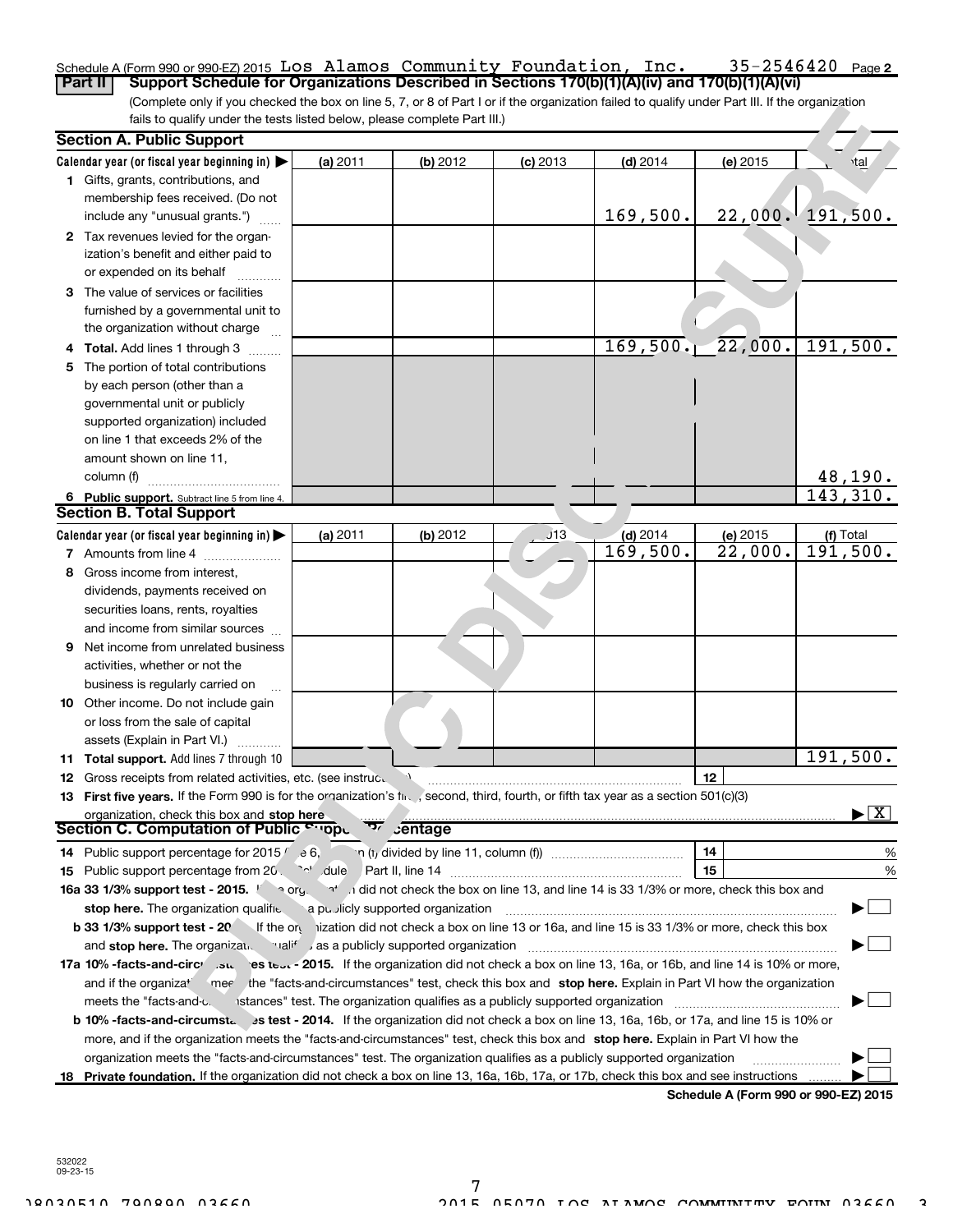Schedule A (Form 990 or 990-EZ) 2015 Los Alamos Community Foundation, Inc. 35-2546420 Page 2

**Part II** **Support Schedule for Organizations Described in Sections 170(b)(1)(A)(iv) and 170(b)(1)(A)(vi)**

(Complete only if you checked the box on line 5, 7, or 8 of Part I or if the organization failed to qualify under Part III. If the organization fails to qualify under the tests listed below, please complete Part III.)

**Section A. Public Support**

| Calendar year (or fiscal year beginning in) ▶ | (a) 2011 | (b) 2012 | (c) 2013 | (d) 2014 | (e) 2015 | (f) Total |
|---|---|---|---|---|---|---|
| 1 Gifts, grants, contributions, and membership fees received. (Do not include any "unusual grants.") | | | | 169,500. | 22,000. | 191,500. |
| 2 Tax revenues levied for the organization's benefit and either paid to or expended on its behalf | | | | | | |
| 3 The value of services or facilities furnished by a governmental unit to the organization without charge | | | | | | |
| 4 **Total.** Add lines 1 through 3 | | | | 169,500. | 22,000. | 191,500. |
| 5 The portion of total contributions by each person (other than a governmental unit or publicly supported organization) included on line 1 that exceeds 2% of the amount shown on line 11, column (f) | | | | | | 48,190. |
| 6 **Public support.** Subtract line 5 from line 4. | | | | | | 143,310. |

**Section B. Total Support**

| Calendar year (or fiscal year beginning in) ▶ | (a) 2011 | (b) 2012 | (c) 2013 | (d) 2014 | (e) 2015 | (f) Total |
|---|---|---|---|---|---|---|
| 7 Amounts from line 4 | | | | 169,500. | 22,000. | 191,500. |
| 8 Gross income from interest, dividends, payments received on securities loans, rents, royalties and income from similar sources | | | | | | |
| 9 Net income from unrelated business activities, whether or not the business is regularly carried on | | | | | | |
| 10 Other income. Do not include gain or loss from the sale of capital assets (Explain in Part VI.) | | | | | | |
| 11 **Total support.** Add lines 7 through 10 | | | | | | 191,500. |

12 Gross receipts from related activities, etc. (see instructions) | 12 |

13 **First five years.** If the Form 990 is for the organization's first, second, third, fourth, or fifth tax year as a section 501(c)(3) organization, check this box and **stop here** ▶ [X]

**Section C. Computation of Public Support Percentage**

14 Public support percentage for 2015 (line 6, column (f) divided by line 11, column (f)) | 14 | %

15 Public support percentage from 2014 Schedule A, Part II, line 14 | 15 | %

**16a 33 1/3% support test - 2015.** If the organization did not check the box on line 13, and line 14 is 33 1/3% or more, check this box and **stop here.** The organization qualifies as a publicly supported organization ▶ [ ]

**b 33 1/3% support test - 2014.** If the organization did not check a box on line 13 or 16a, and line 15 is 33 1/3% or more, check this box and **stop here.** The organization qualifies as a publicly supported organization ▶ [ ]

**17a 10% -facts-and-circumstances test - 2015.** If the organization did not check a box on line 13, 16a, or 16b, and line 14 is 10% or more, and if the organization meets the "facts-and-circumstances" test, check this box and **stop here.** Explain in Part VI how the organization meets the "facts-and-circumstances" test. The organization qualifies as a publicly supported organization ▶ [ ]

**b 10% -facts-and-circumstances test - 2014.** If the organization did not check a box on line 13, 16a, 16b, or 17a, and line 15 is 10% or more, and if the organization meets the "facts-and-circumstances" test, check this box and **stop here.** Explain in Part VI how the organization meets the "facts-and-circumstances" test. The organization qualifies as a publicly supported organization ▶ [ ]

**18 Private foundation.** If the organization did not check a box on line 13, 16a, 16b, 17a, or 17b, check this box and see instructions ▶ [ ]

**Schedule A (Form 990 or 990-EZ) 2015**

532022
09-23-15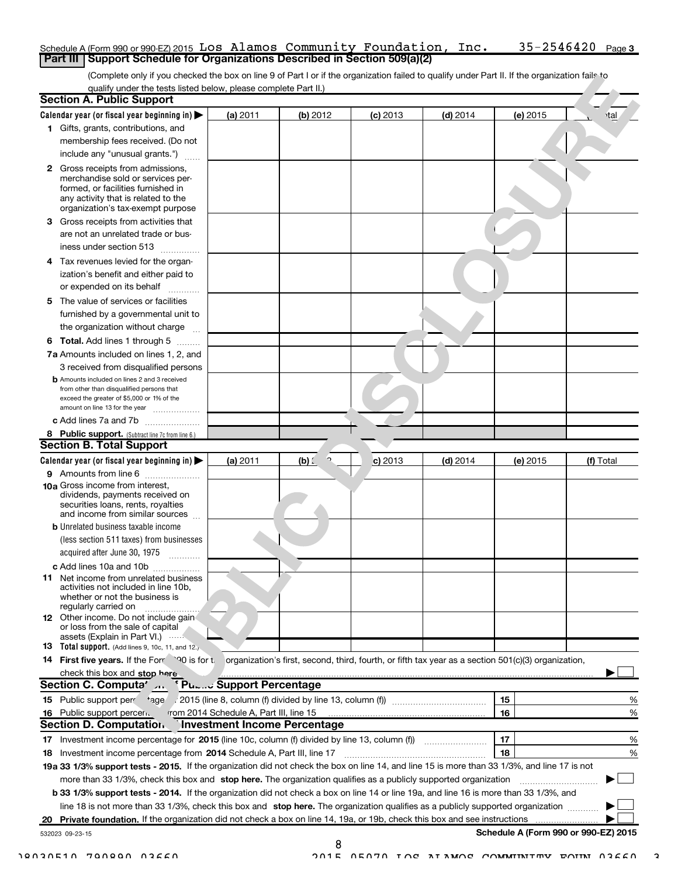Schedule A (Form 990 or 990-EZ) 2015 Los Alamos Community Foundation, Inc. 35-2546420 Page 3

## Part III Support Schedule for Organizations Described in Section 509(a)(2)

(Complete only if you checked the box on line 9 of Part I or if the organization failed to qualify under Part II. If the organization fails to qualify under the tests listed below, please complete Part II.)

### Section A. Public Support

| Calendar year (or fiscal year beginning in) ▶ | (a) 2011 | (b) 2012 | (c) 2013 | (d) 2014 | (e) 2015 | (f) Total |
|---|---|---|---|---|---|---|
| 1 Gifts, grants, contributions, and membership fees received. (Do not include any "unusual grants.") | | | | | | |
| 2 Gross receipts from admissions, merchandise sold or services performed, or facilities furnished in any activity that is related to the organization's tax-exempt purpose | | | | | | |
| 3 Gross receipts from activities that are not an unrelated trade or business under section 513 | | | | | | |
| 4 Tax revenues levied for the organization's benefit and either paid to or expended on its behalf | | | | | | |
| 5 The value of services or facilities furnished by a governmental unit to the organization without charge | | | | | | |
| 6 Total. Add lines 1 through 5 | | | | | | |
| 7a Amounts included on lines 1, 2, and 3 received from disqualified persons | | | | | | |
| b Amounts included on lines 2 and 3 received from other than disqualified persons that exceed the greater of $5,000 or 1% of the amount on line 13 for the year | | | | | | |
| c Add lines 7a and 7b | | | | | | |
| 8 Public support. (Subtract line 7c from line 6.) | | | | | | |

### Section B. Total Support

| Calendar year (or fiscal year beginning in) ▶ | (a) 2011 | (b) 2012 | (c) 2013 | (d) 2014 | (e) 2015 | (f) Total |
|---|---|---|---|---|---|---|
| 9 Amounts from line 6 | | | | | | |
| 10a Gross income from interest, dividends, payments received on securities loans, rents, royalties and income from similar sources | | | | | | |
| b Unrelated business taxable income (less section 511 taxes) from businesses acquired after June 30, 1975 | | | | | | |
| c Add lines 10a and 10b | | | | | | |
| 11 Net income from unrelated business activities not included in line 10b, whether or not the business is regularly carried on | | | | | | |
| 12 Other income. Do not include gain or loss from the sale of capital assets (Explain in Part VI.) | | | | | | |
| 13 Total support. (Add lines 9, 10c, 11, and 12.) | | | | | | |

14 First five years. If the Form 990 is for the organization's first, second, third, fourth, or fifth tax year as a section 501(c)(3) organization, check this box and stop here ▶ ☐

### Section C. Computation of Public Support Percentage

| | | | |
|---|---|---|---|
| 15 | Public support percentage for 2015 (line 8, column (f) divided by line 13, column (f)) | 15 | % |
| 16 | Public support percentage from 2014 Schedule A, Part III, line 15 | 16 | % |

### Section D. Computation of Investment Income Percentage

| | | | |
|---|---|---|---|
| 17 | Investment income percentage for 2015 (line 10c, column (f) divided by line 13, column (f)) | 17 | % |
| 18 | Investment income percentage from 2014 Schedule A, Part III, line 17 | 18 | % |

19a 33 1/3% support tests - 2015. If the organization did not check the box on line 14, and line 15 is more than 33 1/3%, and line 17 is not more than 33 1/3%, check this box and stop here. The organization qualifies as a publicly supported organization ▶ ☐

b 33 1/3% support tests - 2014. If the organization did not check a box on line 14 or line 19a, and line 16 is more than 33 1/3%, and line 18 is not more than 33 1/3%, check this box and stop here. The organization qualifies as a publicly supported organization ▶ ☐

20 Private foundation. If the organization did not check a box on line 14, 19a, or 19b, check this box and see instructions ▶ ☐

532023 09-23-15

Schedule A (Form 990 or 990-EZ) 2015

PUBLIC DISCLOSURE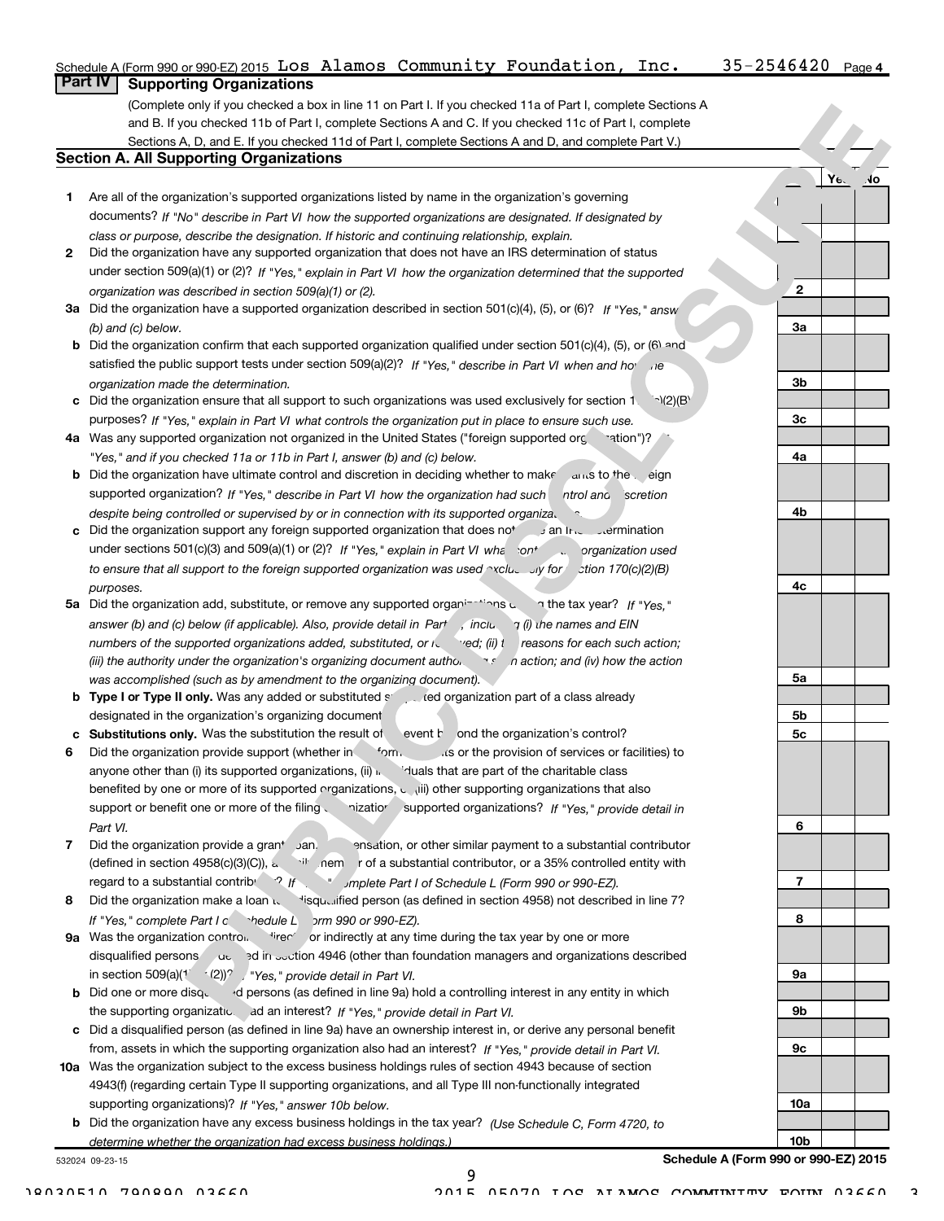Schedule A (Form 990 or 990-EZ) 2015 Los Alamos Community Foundation, Inc. 35-2546420 Page 4

## Part IV Supporting Organizations

(Complete only if you checked a box in line 11 on Part I. If you checked 11a of Part I, complete Sections A and B. If you checked 11b of Part I, complete Sections A and C. If you checked 11c of Part I, complete Sections A, D, and E. If you checked 11d of Part I, complete Sections A and D, and complete Part V.)

### Section A. All Supporting Organizations

| | | | Yes | No |
|---|---|---|---|---|
| **1** | Are all of the organization's supported organizations listed by name in the organization's governing documents? *If "No" describe in Part VI how the supported organizations are designated. If designated by class or purpose, describe the designation. If historic and continuing relationship, explain.* | 1 | | |
| **2** | Did the organization have any supported organization that does not have an IRS determination of status under section 509(a)(1) or (2)? *If "Yes," explain in Part VI how the organization determined that the supported organization was described in section 509(a)(1) or (2).* | 2 | | |
| **3a** | Did the organization have a supported organization described in section 501(c)(4), (5), or (6)? *If "Yes," answer (b) and (c) below.* | 3a | | |
| **b** | Did the organization confirm that each supported organization qualified under section 501(c)(4), (5), or (6) and satisfied the public support tests under section 509(a)(2)? *If "Yes," describe in Part VI when and how the organization made the determination.* | 3b | | |
| **c** | Did the organization ensure that all support to such organizations was used exclusively for section 170(c)(2)(B) purposes? *If "Yes," explain in Part VI what controls the organization put in place to ensure such use.* | 3c | | |
| **4a** | Was any supported organization not organized in the United States ("foreign supported organization")? *If "Yes," and if you checked 11a or 11b in Part I, answer (b) and (c) below.* | 4a | | |
| **b** | Did the organization have ultimate control and discretion in deciding whether to make grants to the foreign supported organization? *If "Yes," describe in Part VI how the organization had such control and discretion despite being controlled or supervised by or in connection with its supported organizations.* | 4b | | |
| **c** | Did the organization support any foreign supported organization that does not have an IRS determination under sections 501(c)(3) and 509(a)(1) or (2)? *If "Yes," explain in Part VI what controls the organization used to ensure that all support to the foreign supported organization was used exclusively for section 170(c)(2)(B) purposes.* | 4c | | |
| **5a** | Did the organization add, substitute, or remove any supported organizations during the tax year? *If "Yes," answer (b) and (c) below (if applicable). Also, provide detail in Part VI, including (i) the names and EIN numbers of the supported organizations added, substituted, or removed; (ii) the reasons for each such action; (iii) the authority under the organization's organizing document authorizing such action; and (iv) how the action was accomplished (such as by amendment to the organizing document).* | 5a | | |
| **b** | **Type I or Type II only.** Was any added or substituted supported organization part of a class already designated in the organization's organizing document? | 5b | | |
| **c** | **Substitutions only.** Was the substitution the result of an event beyond the organization's control? | 5c | | |
| **6** | Did the organization provide support (whether in the form of grants or the provision of services or facilities) to anyone other than (i) its supported organizations, (ii) individuals that are part of the charitable class benefited by one or more of its supported organizations, or (iii) other supporting organizations that also support or benefit one or more of the filing organization's supported organizations? *If "Yes," provide detail in Part VI.* | 6 | | |
| **7** | Did the organization provide a grant, loan, compensation, or other similar payment to a substantial contributor (defined in section 4958(c)(3)(C)), a family member of a substantial contributor, or a 35% controlled entity with regard to a substantial contributor? *If "Yes," complete Part I of Schedule L (Form 990 or 990-EZ).* | 7 | | |
| **8** | Did the organization make a loan to a disqualified person (as defined in section 4958) not described in line 7? *If "Yes," complete Part I of Schedule L (Form 990 or 990-EZ).* | 8 | | |
| **9a** | Was the organization controlled directly or indirectly at any time during the tax year by one or more disqualified persons as defined in section 4946 (other than foundation managers and organizations described in section 509(a)(1) or (2))? *If "Yes," provide detail in Part VI.* | 9a | | |
| **b** | Did one or more disqualified persons (as defined in line 9a) hold a controlling interest in any entity in which the supporting organization had an interest? *If "Yes," provide detail in Part VI.* | 9b | | |
| **c** | Did a disqualified person (as defined in line 9a) have an ownership interest in, or derive any personal benefit from, assets in which the supporting organization also had an interest? *If "Yes," provide detail in Part VI.* | 9c | | |
| **10a** | Was the organization subject to the excess business holdings rules of section 4943 because of section 4943(f) (regarding certain Type II supporting organizations, and all Type III non-functionally integrated supporting organizations)? *If "Yes," answer 10b below.* | 10a | | |
| **b** | Did the organization have any excess business holdings in the tax year? *(Use Schedule C, Form 4720, to determine whether the organization had excess business holdings.)* | 10b | | |

532024 09-23-15

**Schedule A (Form 990 or 990-EZ) 2015**

PUBLIC DISCLOSURE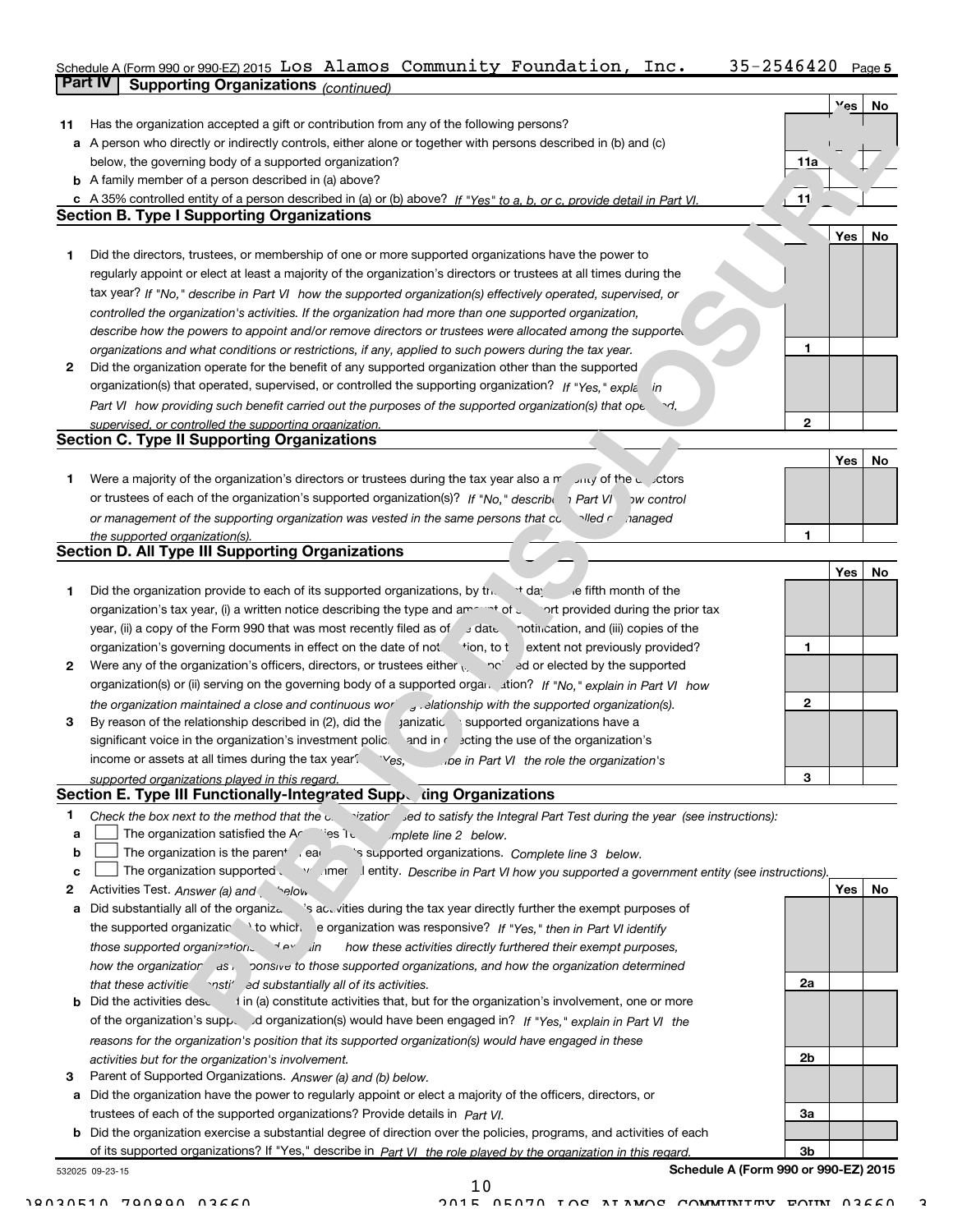Schedule A (Form 990 or 990-EZ) 2015 Los Alamos Community Foundation, Inc. 35-2546420 Page 5

**Part IV** **Supporting Organizations** *(continued)*

| | | | Yes | No |
|---|---|---|---|---|
| **11** | Has the organization accepted a gift or contribution from any of the following persons? | | | |
| **a** | A person who directly or indirectly controls, either alone or together with persons described in (b) and (c) below, the governing body of a supported organization? | 11a | | |
| **b** | A family member of a person described in (a) above? | 11b | | |
| **c** | A 35% controlled entity of a person described in (a) or (b) above? *If "Yes" to a, b, or c, provide detail in Part VI.* | 11c | | |

### Section B. Type I Supporting Organizations

| | | | Yes | No |
|---|---|---|---|---|
| **1** | Did the directors, trustees, or membership of one or more supported organizations have the power to regularly appoint or elect at least a majority of the organization's directors or trustees at all times during the tax year? *If "No," describe in Part VI how the supported organization(s) effectively operated, supervised, or controlled the organization's activities. If the organization had more than one supported organization, describe how the powers to appoint and/or remove directors or trustees were allocated among the supported organizations and what conditions or restrictions, if any, applied to such powers during the tax year.* | 1 | | |
| **2** | Did the organization operate for the benefit of any supported organization other than the supported organization(s) that operated, supervised, or controlled the supporting organization? *If "Yes," explain in Part VI how providing such benefit carried out the purposes of the supported organization(s) that operated, supervised, or controlled the supporting organization.* | 2 | | |

### Section C. Type II Supporting Organizations

| | | | Yes | No |
|---|---|---|---|---|
| **1** | Were a majority of the organization's directors or trustees during the tax year also a majority of the directors or trustees of each of the organization's supported organization(s)? *If "No," describe in Part VI how control or management of the supporting organization was vested in the same persons that controlled or managed the supported organization(s).* | 1 | | |

### Section D. All Type III Supporting Organizations

| | | | Yes | No |
|---|---|---|---|---|
| **1** | Did the organization provide to each of its supported organizations, by the last day of the fifth month of the organization's tax year, (i) a written notice describing the type and amount of support provided during the prior tax year, (ii) a copy of the Form 990 that was most recently filed as of the date of notification, and (iii) copies of the organization's governing documents in effect on the date of notification, to the extent not previously provided? | 1 | | |
| **2** | Were any of the organization's officers, directors, or trustees either (i) appointed or elected by the supported organization(s) or (ii) serving on the governing body of a supported organization? *If "No," explain in Part VI how the organization maintained a close and continuous working relationship with the supported organization(s).* | 2 | | |
| **3** | By reason of the relationship described in (2), did the organization's supported organizations have a significant voice in the organization's investment policies and in directing the use of the organization's income or assets at all times during the tax year? *If "Yes," describe in Part VI the role the organization's supported organizations played in this regard.* | 3 | | |

### Section E. Type III Functionally-Integrated Supporting Organizations

**1** *Check the box next to the method that the organization used to satisfy the Integral Part Test during the year (see instructions):*

- **a** ☐ The organization satisfied the Activities Test. *Complete line 2 below.*
- **b** ☐ The organization is the parent of each of its supported organizations. *Complete line 3 below.*
- **c** ☐ The organization supported a governmental entity. *Describe in Part VI how you supported a government entity (see instructions).*

| | | | Yes | No |
|---|---|---|---|---|
| **2** | Activities Test. *Answer (a) and (b) below.* | | | |
| **a** | Did substantially all of the organization's activities during the tax year directly further the exempt purposes of the supported organization(s) to which the organization was responsive? *If "Yes," then in Part VI identify those supported organizations and explain how these activities directly furthered their exempt purposes, how the organization was responsive to those supported organizations, and how the organization determined that these activities constituted substantially all of its activities.* | 2a | | |
| **b** | Did the activities described in (a) constitute activities that, but for the organization's involvement, one or more of the organization's supported organization(s) would have been engaged in? *If "Yes," explain in Part VI the reasons for the organization's position that its supported organization(s) would have engaged in these activities but for the organization's involvement.* | 2b | | |
| **3** | Parent of Supported Organizations. *Answer (a) and (b) below.* | | | |
| **a** | Did the organization have the power to regularly appoint or elect a majority of the officers, directors, or trustees of each of the supported organizations? Provide details in *Part VI.* | 3a | | |
| **b** | Did the organization exercise a substantial degree of direction over the policies, programs, and activities of each of its supported organizations? If "Yes," describe in *Part VI the role played by the organization in this regard.* | 3b | | |

532025 09-23-15 **Schedule A (Form 990 or 990-EZ) 2015**

10

08030510 790890 03660 2015.05070 LOS ALAMOS COMMUNITY FOUN 03660 3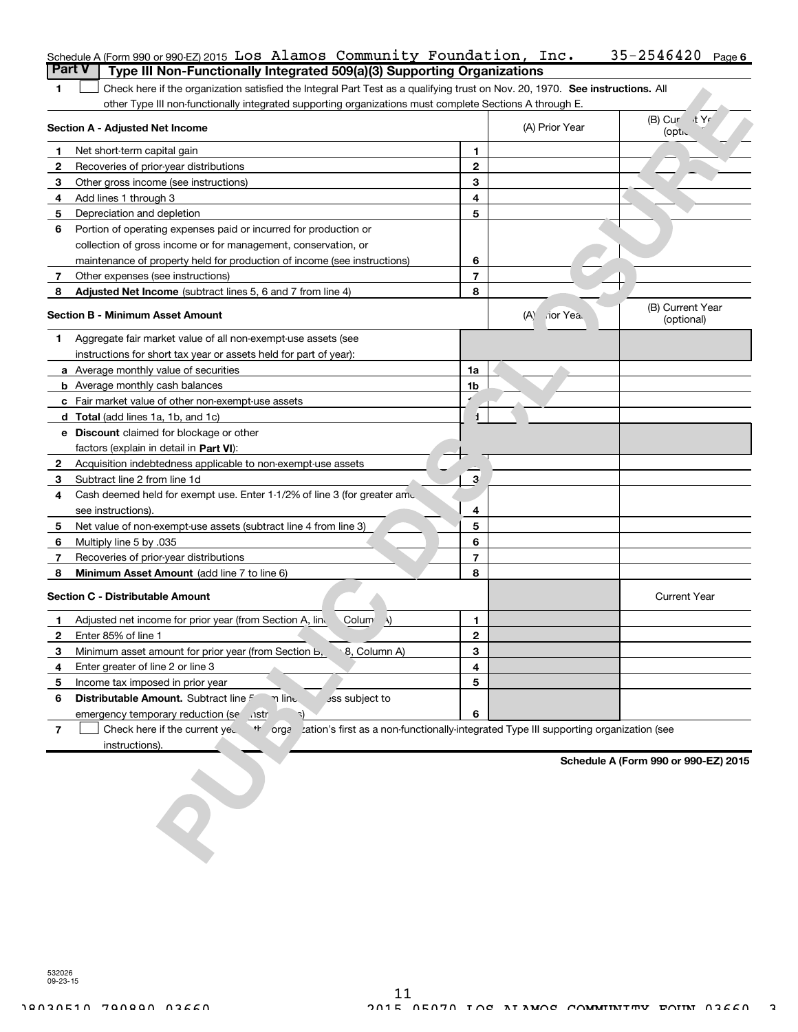Schedule A (Form 990 or 990-EZ) 2015 Los Alamos Community Foundation, Inc. 35-2546420 Page 6

**Part V | Type III Non-Functionally Integrated 509(a)(3) Supporting Organizations**

**1** ☐ Check here if the organization satisfied the Integral Part Test as a qualifying trust on Nov. 20, 1970. **See instructions.** All other Type III non-functionally integrated supporting organizations must complete Sections A through E.

| **Section A - Adjusted Net Income** | | (A) Prior Year | (B) Current Year (optional) |
|---|---|---|---|
| **1** Net short-term capital gain | 1 | | |
| **2** Recoveries of prior-year distributions | 2 | | |
| **3** Other gross income (see instructions) | 3 | | |
| **4** Add lines 1 through 3 | 4 | | |
| **5** Depreciation and depletion | 5 | | |
| **6** Portion of operating expenses paid or incurred for production or collection of gross income or for management, conservation, or maintenance of property held for production of income (see instructions) | 6 | | |
| **7** Other expenses (see instructions) | 7 | | |
| **8** **Adjusted Net Income** (subtract lines 5, 6 and 7 from line 4) | 8 | | |

| **Section B - Minimum Asset Amount** | | (A) Prior Year | (B) Current Year (optional) |
|---|---|---|---|
| **1** Aggregate fair market value of all non-exempt-use assets (see instructions for short tax year or assets held for part of year): | | | |
| **a** Average monthly value of securities | 1a | | |
| **b** Average monthly cash balances | 1b | | |
| **c** Fair market value of other non-exempt-use assets | 1c | | |
| **d** **Total** (add lines 1a, 1b, and 1c) | 1d | | |
| **e** **Discount** claimed for blockage or other factors (explain in detail in **Part VI**): | | | |
| **2** Acquisition indebtedness applicable to non-exempt-use assets | 2 | | |
| **3** Subtract line 2 from line 1d | 3 | | |
| **4** Cash deemed held for exempt use. Enter 1-1/2% of line 3 (for greater amount, see instructions). | 4 | | |
| **5** Net value of non-exempt-use assets (subtract line 4 from line 3) | 5 | | |
| **6** Multiply line 5 by .035 | 6 | | |
| **7** Recoveries of prior-year distributions | 7 | | |
| **8** **Minimum Asset Amount** (add line 7 to line 6) | 8 | | |

| **Section C - Distributable Amount** | | | Current Year |
|---|---|---|---|
| **1** Adjusted net income for prior year (from Section A, line 8, Column A) | 1 | | |
| **2** Enter 85% of line 1 | 2 | | |
| **3** Minimum asset amount for prior year (from Section B, line 8, Column A) | 3 | | |
| **4** Enter greater of line 2 or line 3 | 4 | | |
| **5** Income tax imposed in prior year | 5 | | |
| **6** **Distributable Amount.** Subtract line 5 from line 4, unless subject to emergency temporary reduction (see instructions) | 6 | | |

**7** ☐ Check here if the current year is the organization's first as a non-functionally-integrated Type III supporting organization (see instructions).

**Schedule A (Form 990 or 990-EZ) 2015**

532026 09-23-15

PUBLIC DISCLOSURE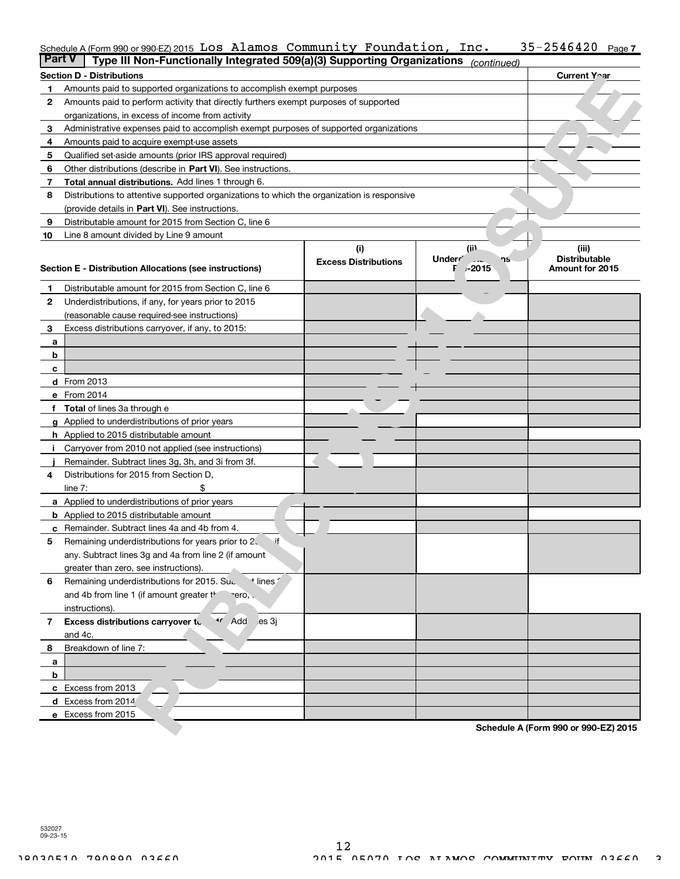Schedule A (Form 990 or 990-EZ) 2015 Los Alamos Community Foundation, Inc. 35-2546420 Page 7

## Part V | Type III Non-Functionally Integrated 509(a)(3) Supporting Organizations *(continued)*

| Section D - Distributions | | Current Year |
|---|---|---|
| 1 | Amounts paid to supported organizations to accomplish exempt purposes | |
| 2 | Amounts paid to perform activity that directly furthers exempt purposes of supported organizations, in excess of income from activity | |
| 3 | Administrative expenses paid to accomplish exempt purposes of supported organizations | |
| 4 | Amounts paid to acquire exempt-use assets | |
| 5 | Qualified set-aside amounts (prior IRS approval required) | |
| 6 | Other distributions (describe in **Part VI**). See instructions. | |
| 7 | **Total annual distributions.** Add lines 1 through 6. | |
| 8 | Distributions to attentive supported organizations to which the organization is responsive (provide details in **Part VI**). See instructions. | |
| 9 | Distributable amount for 2015 from Section C, line 6 | |
| 10 | Line 8 amount divided by Line 9 amount | |

| Section E - Distribution Allocations (see instructions) | (i) Excess Distributions | (ii) Underdistributions Pre-2015 | (iii) Distributable Amount for 2015 |
|---|---|---|---|
| **1** Distributable amount for 2015 from Section C, line 6 | | | |
| **2** Underdistributions, if any, for years prior to 2015 (reasonable cause required-see instructions) | | | |
| **3** Excess distributions carryover, if any, to 2015: | | | |
| **a** | | | |
| **b** | | | |
| **c** | | | |
| **d** From 2013 | | | |
| **e** From 2014 | | | |
| **f Total** of lines 3a through e | | | |
| **g** Applied to underdistributions of prior years | | | |
| **h** Applied to 2015 distributable amount | | | |
| **i** Carryover from 2010 not applied (see instructions) | | | |
| **j** Remainder. Subtract lines 3g, 3h, and 3i from 3f. | | | |
| **4** Distributions for 2015 from Section D, line 7: $ | | | |
| **a** Applied to underdistributions of prior years | | | |
| **b** Applied to 2015 distributable amount | | | |
| **c** Remainder. Subtract lines 4a and 4b from 4. | | | |
| **5** Remaining underdistributions for years prior to 2015, if any. Subtract lines 3g and 4a from line 2 (if amount greater than zero, see instructions). | | | |
| **6** Remaining underdistributions for 2015. Subtract lines 3h and 4b from line 1 (if amount greater than zero, see instructions). | | | |
| **7 Excess distributions carryover to 2016.** Add lines 3j and 4c. | | | |
| **8** Breakdown of line 7: | | | |
| **a** | | | |
| **b** | | | |
| **c** Excess from 2013 | | | |
| **d** Excess from 2014 | | | |
| **e** Excess from 2015 | | | |

**Schedule A (Form 990 or 990-EZ) 2015**

532027 09-23-15

12

08030510 790890 03660 2015.05070 LOS ALAMOS COMMUNITY FOUN 03660 3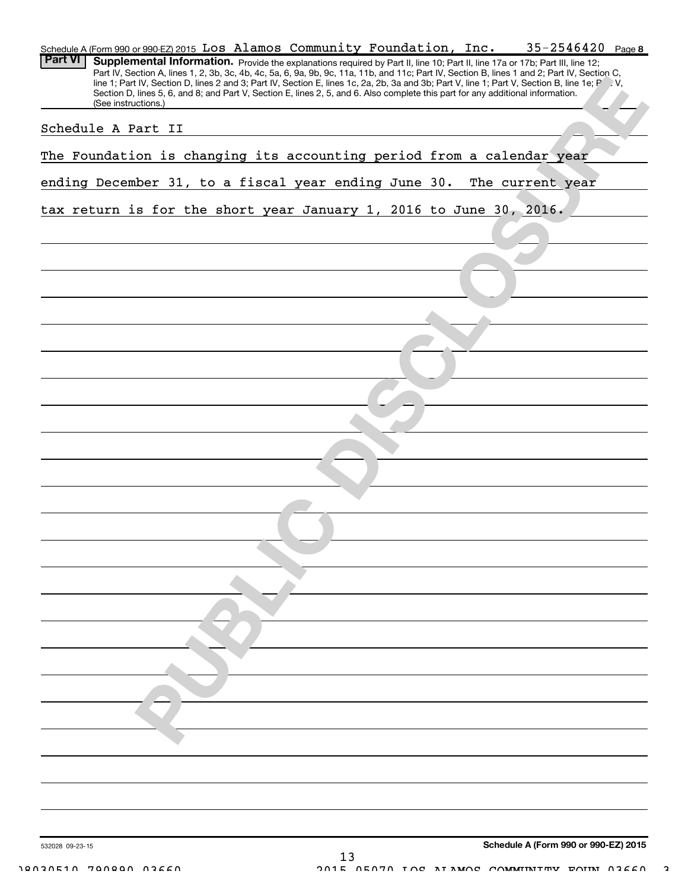Schedule A (Form 990 or 990-EZ) 2015 Los Alamos Community Foundation, Inc. 35-2546420 Page **8**

**Part VI** **Supplemental Information.** Provide the explanations required by Part II, line 10; Part II, line 17a or 17b; Part III, line 12; Part IV, Section A, lines 1, 2, 3b, 3c, 4b, 4c, 5a, 6, 9a, 9b, 9c, 11a, 11b, and 11c; Part IV, Section B, lines 1 and 2; Part IV, Section C, line 1; Part IV, Section D, lines 2 and 3; Part IV, Section E, lines 1c, 2a, 2b, 3a and 3b; Part V, line 1; Part V, Section B, line 1e; Part V, Section D, lines 5, 6, and 8; and Part V, Section E, lines 2, 5, and 6. Also complete this part for any additional information. (See instructions.)

Schedule A Part II

The Foundation is changing its accounting period from a calendar year ending December 31, to a fiscal year ending June 30. The current year tax return is for the short year January 1, 2016 to June 30, 2016.

532028 09-23-15

**Schedule A (Form 990 or 990-EZ) 2015**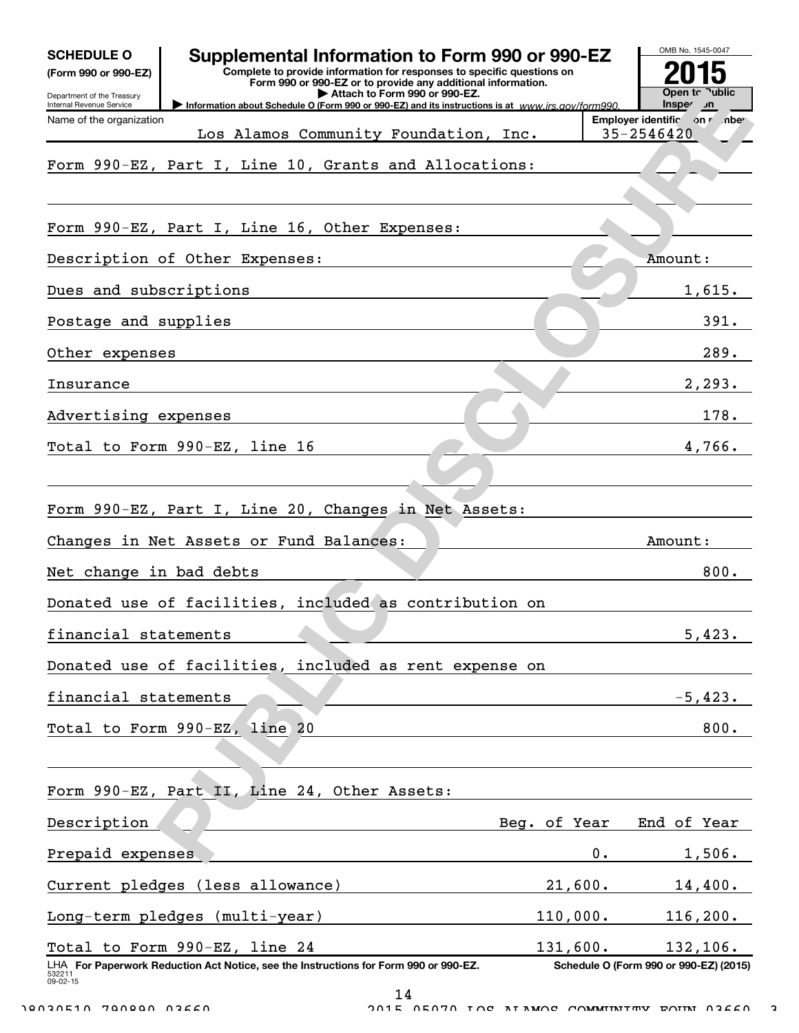**SCHEDULE O**
**(Form 990 or 990-EZ)**
Department of the Treasury
Internal Revenue Service

# Supplemental Information to Form 990 or 990-EZ

**Complete to provide information for responses to specific questions on Form 990 or 990-EZ or to provide any additional information.**
**▶ Attach to Form 990 or 990-EZ.**
**▶ Information about Schedule O (Form 990 or 990-EZ) and its instructions is at** *www.irs.gov/form990.*

OMB No. 1545-0047
**2015**
**Open to Public Inspection**

Name of the organization: Los Alamos Community Foundation, Inc.
Employer identification number: 35-2546420

Form 990-EZ, Part I, Line 10, Grants and Allocations:

Form 990-EZ, Part I, Line 16, Other Expenses:

| Description of Other Expenses: | Amount: |
|---|---|
| Dues and subscriptions | 1,615. |
| Postage and supplies | 391. |
| Other expenses | 289. |
| Insurance | 2,293. |
| Advertising expenses | 178. |
| Total to Form 990-EZ, line 16 | 4,766. |

Form 990-EZ, Part I, Line 20, Changes in Net Assets:

| Changes in Net Assets or Fund Balances: | Amount: |
|---|---|
| Net change in bad debts | 800. |
| Donated use of facilities, included as contribution on financial statements | 5,423. |
| Donated use of facilities, included as rent expense on financial statements | -5,423. |
| Total to Form 990-EZ, line 20 | 800. |

Form 990-EZ, Part II, Line 24, Other Assets:

| Description | Beg. of Year | End of Year |
|---|---|---|
| Prepaid expenses | 0. | 1,506. |
| Current pledges (less allowance) | 21,600. | 14,400. |
| Long-term pledges (multi-year) | 110,000. | 116,200. |
| Total to Form 990-EZ, line 24 | 131,600. | 132,106. |

LHA **For Paperwork Reduction Act Notice, see the Instructions for Form 990 or 990-EZ.** 532211 09-02-15 **Schedule O (Form 990 or 990-EZ) (2015)**

08030510 790890 03660 2015.05070 LOS ALAMOS COMMUNITY FOUN 03660 3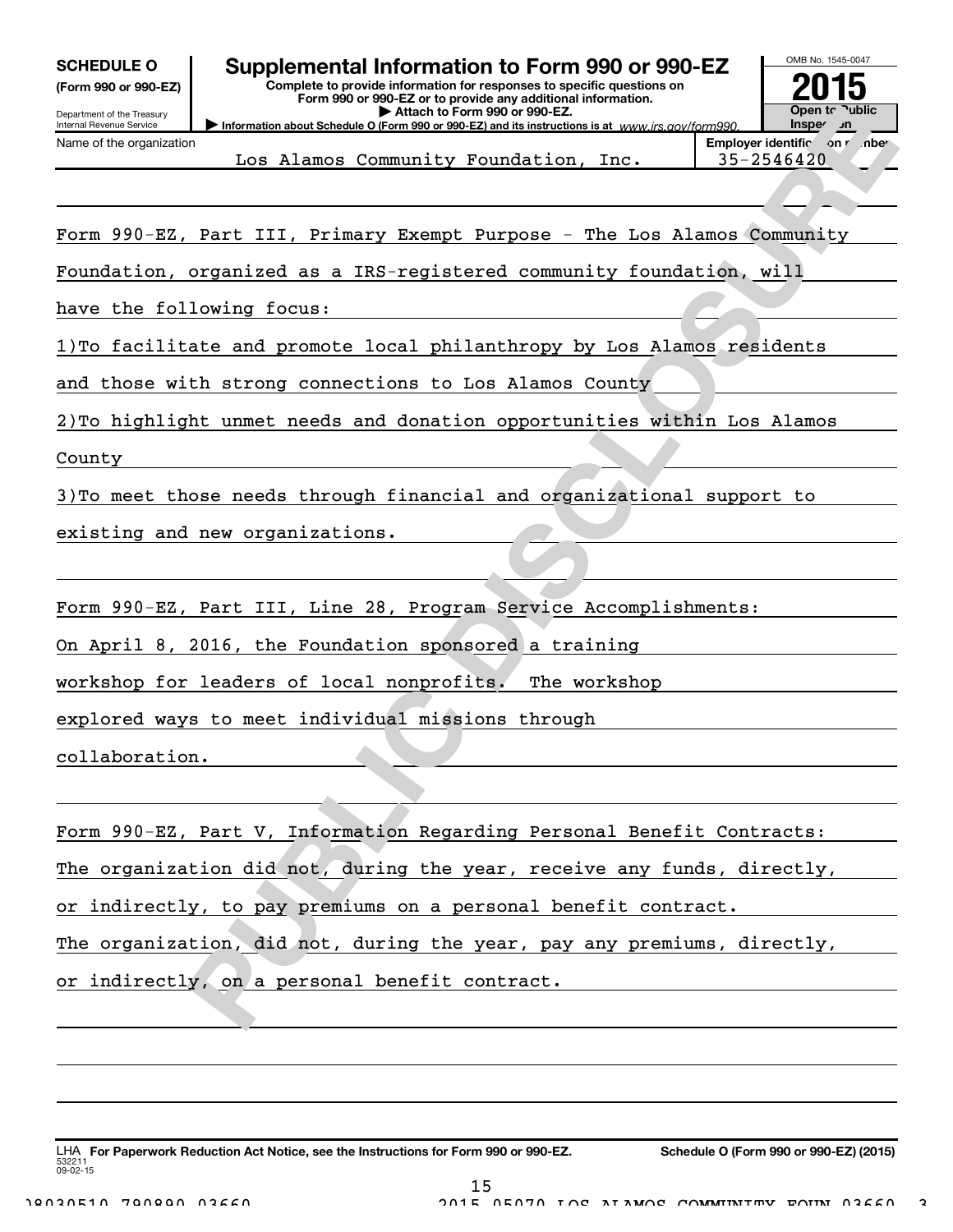**SCHEDULE O**
**(Form 990 or 990-EZ)**

Department of the Treasury
Internal Revenue Service

# Supplemental Information to Form 990 or 990-EZ

**Complete to provide information for responses to specific questions on Form 990 or 990-EZ or to provide any additional information.**
**▶ Attach to Form 990 or 990-EZ.**
**▶ Information about Schedule O (Form 990 or 990-EZ) and its instructions is at** *www.irs.gov/form990.*

OMB No. 1545-0047
**2015**
**Open to Public Inspection**

| Name of the organization | Employer identification number |
|---|---|
| Los Alamos Community Foundation, Inc. | 35-2546420 |

Form 990-EZ, Part III, Primary Exempt Purpose - The Los Alamos Community Foundation, organized as a IRS-registered community foundation, will have the following focus:

1)To facilitate and promote local philanthropy by Los Alamos residents and those with strong connections to Los Alamos County

2)To highlight unmet needs and donation opportunities within Los Alamos County

3)To meet those needs through financial and organizational support to existing and new organizations.

Form 990-EZ, Part III, Line 28, Program Service Accomplishments:
On April 8, 2016, the Foundation sponsored a training workshop for leaders of local nonprofits. The workshop explored ways to meet individual missions through collaboration.

Form 990-EZ, Part V, Information Regarding Personal Benefit Contracts:
The organization did not, during the year, receive any funds, directly, or indirectly, to pay premiums on a personal benefit contract.
The organization, did not, during the year, pay any premiums, directly, or indirectly, on a personal benefit contract.

LHA **For Paperwork Reduction Act Notice, see the Instructions for Form 990 or 990-EZ.** **Schedule O (Form 990 or 990-EZ) (2015)**
532211
09-02-15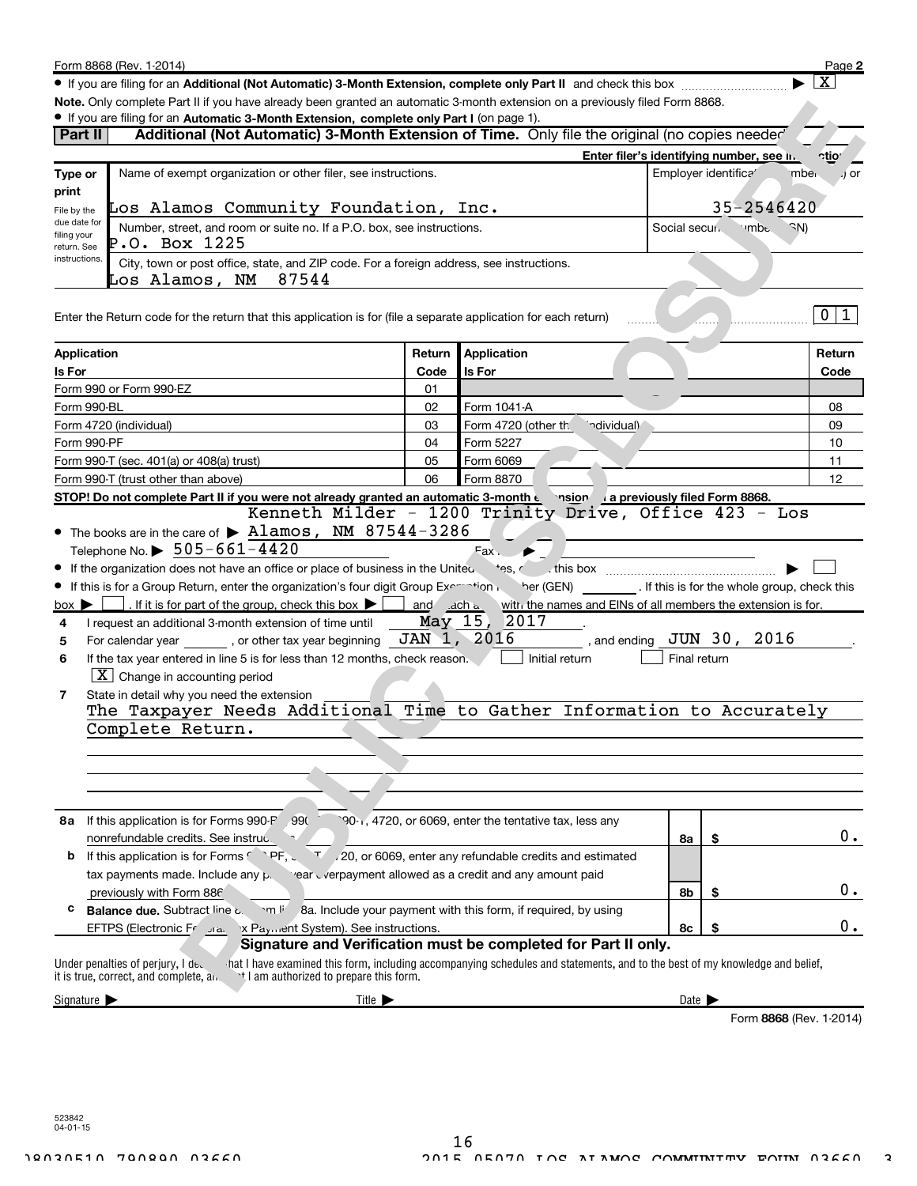Form 8868 (Rev. 1-2014)

- If you are filing for an **Additional (Not Automatic) 3-Month Extension, complete only Part II** and check this box ▶ X

**Note.** Only complete Part II if you have already been granted an automatic 3-month extension on a previously filed Form 8868.

- If you are filing for an **Automatic 3-Month Extension, complete only Part I** (on page 1).

## Part II Additional (Not Automatic) 3-Month Extension of Time. Only file the original (no copies needed).

Enter filer's identifying number, see instructions

Type or print. File by the due date for filing your return. See instructions.

Name of exempt organization or other filer, see instructions.
Los Alamos Community Foundation, Inc.

Employer identification number (EIN) or
35-2546420

Number, street, and room or suite no. If a P.O. box, see instructions.
P.O. Box 1225

Social security number (SSN)

City, town or post office, state, and ZIP code. For a foreign address, see instructions.
Los Alamos, NM 87544

Enter the Return code for the return that this application is for (file a separate application for each return) 0 1

| Application Is For | Return Code | Application Is For | Return Code |
|---|---|---|---|
| Form 990 or Form 990-EZ | 01 | | |
| Form 990-BL | 02 | Form 1041-A | 08 |
| Form 4720 (individual) | 03 | Form 4720 (other than individual) | 09 |
| Form 990-PF | 04 | Form 5227 | 10 |
| Form 990-T (sec. 401(a) or 408(a) trust) | 05 | Form 6069 | 11 |
| Form 990-T (trust other than above) | 06 | Form 8870 | 12 |

**STOP! Do not complete Part II if you were not already granted an automatic 3-month extension on a previously filed Form 8868.**

- The books are in the care of ▶ Kenneth Milder - 1200 Trinity Drive, Office 423 - Los Alamos, NM 87544-3286
  Telephone No. ▶ 505-661-4420 Fax No. ▶
- If the organization does not have an office or place of business in the United States, check this box ▶ ☐
- If this is for a Group Return, enter the organization's four digit Group Exemption Number (GEN) ________ . If this is for the whole group, check this box ▶ ☐ . If it is for part of the group, check this box ▶ ☐ and attach a list with the names and EINs of all members the extension is for.

4 I request an additional 3-month extension of time until May 15, 2017 .

5 For calendar year ______ , or other tax year beginning JAN 1, 2016 , and ending JUN 30, 2016 .

6 If the tax year entered in line 5 is for less than 12 months, check reason: ☐ Initial return ☐ Final return
X Change in accounting period

7 State in detail why you need the extension
The Taxpayer Needs Additional Time to Gather Information to Accurately Complete Return.

| | | | |
|---|---|---|---|
| **8a** If this application is for Forms 990-BL, 990-PF, 990-T, 4720, or 6069, enter the tentative tax, less any nonrefundable credits. See instructions. | 8a | $ | 0. |
| **b** If this application is for Forms 990-PF, 990-T, 4720, or 6069, enter any refundable credits and estimated tax payments made. Include any prior year overpayment allowed as a credit and any amount paid previously with Form 8868. | 8b | $ | 0. |
| **c** **Balance due.** Subtract line 8b from line 8a. Include your payment with this form, if required, by using EFTPS (Electronic Federal Tax Payment System). See instructions. | 8c | $ | 0. |

**Signature and Verification must be completed for Part II only.**

Under penalties of perjury, I declare that I have examined this form, including accompanying schedules and statements, and to the best of my knowledge and belief, it is true, correct, and complete, and that I am authorized to prepare this form.

Signature ▶ Title ▶ Date ▶

Form **8868** (Rev. 1-2014)

523842 04-01-15

08030510 790890 03660 2015.05070 LOS ALAMOS COMMUNITY FOUN 03660 3